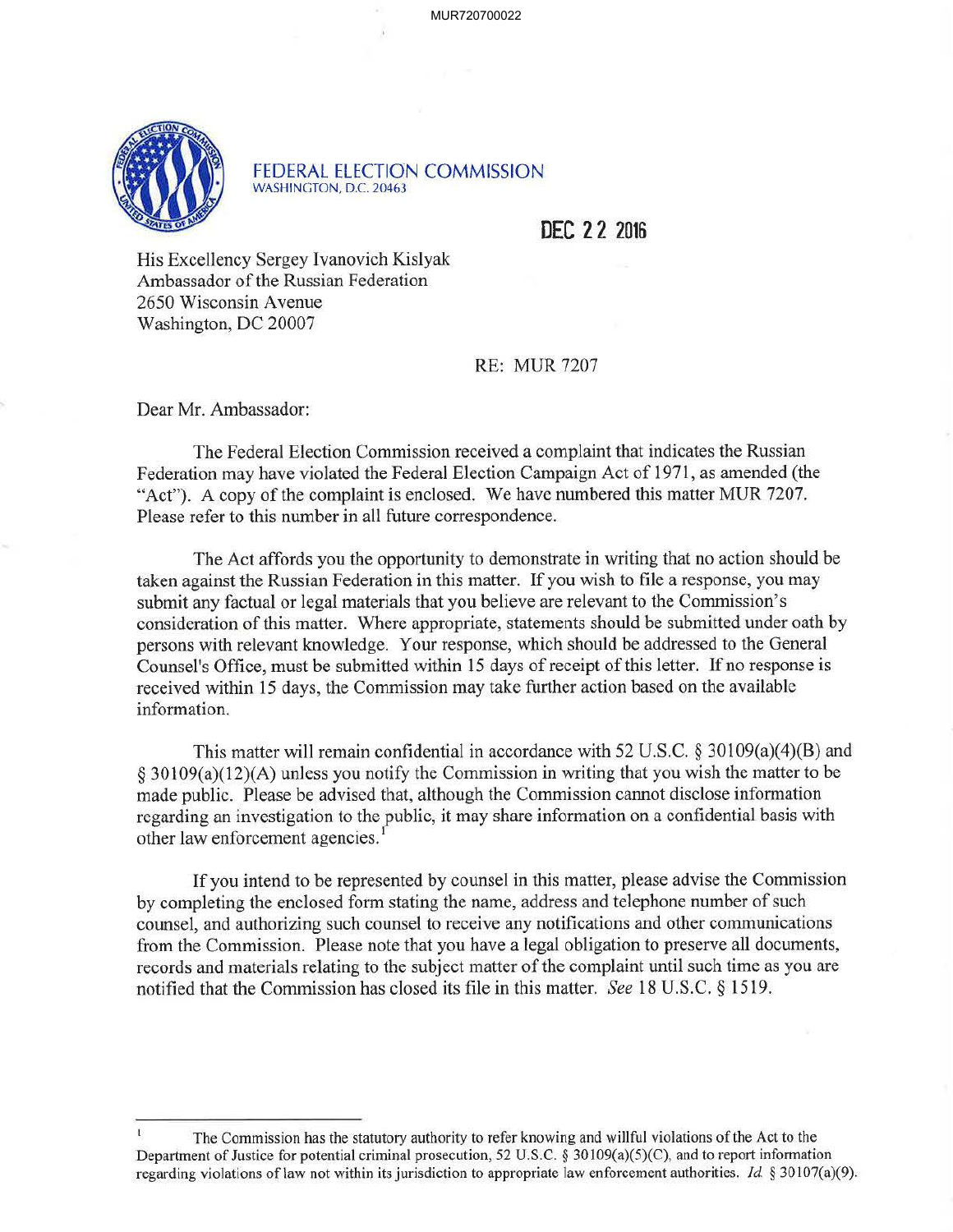FEDERAL ELECTION COMMISSION
WASHINGTON, D.C. 20463

DEC 22 2016

His Excellency Sergey Ivanovich Kislyak
Ambassador of the Russian Federation
2650 Wisconsin Avenue
Washington, DC 20007

RE: MUR 7207

Dear Mr. Ambassador:

The Federal Election Commission received a complaint that indicates the Russian Federation may have violated the Federal Election Campaign Act of 1971, as amended (the "Act"). A copy of the complaint is enclosed. We have numbered this matter MUR 7207. Please refer to this number in all future correspondence.

The Act affords you the opportunity to demonstrate in writing that no action should be taken against the Russian Federation in this matter. If you wish to file a response, you may submit any factual or legal materials that you believe are relevant to the Commission's consideration of this matter. Where appropriate, statements should be submitted under oath by persons with relevant knowledge. Your response, which should be addressed to the General Counsel's Office, must be submitted within 15 days of receipt of this letter. If no response is received within 15 days, the Commission may take further action based on the available information.

This matter will remain confidential in accordance with 52 U.S.C. § 30109(a)(4)(B) and § 30109(a)(12)(A) unless you notify the Commission in writing that you wish the matter to be made public. Please be advised that, although the Commission cannot disclose information regarding an investigation to the public, it may share information on a confidential basis with other law enforcement agencies.[1]

If you intend to be represented by counsel in this matter, please advise the Commission by completing the enclosed form stating the name, address and telephone number of such counsel, and authorizing such counsel to receive any notifications and other communications from the Commission. Please note that you have a legal obligation to preserve all documents, records and materials relating to the subject matter of the complaint until such time as you are notified that the Commission has closed its file in this matter. *See* 18 U.S.C. § 1519.

[1] The Commission has the statutory authority to refer knowing and willful violations of the Act to the Department of Justice for potential criminal prosecution, 52 U.S.C. § 30109(a)(5)(C), and to report information regarding violations of law not within its jurisdiction to appropriate law enforcement authorities. *Id.* § 30107(a)(9).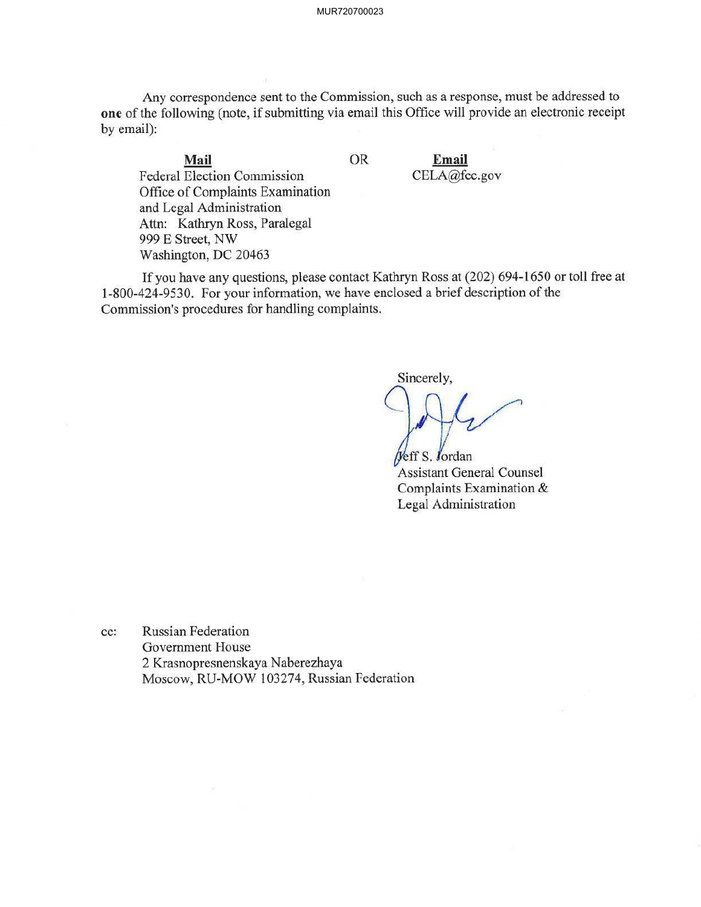Any correspondence sent to the Commission, such as a response, must be addressed to **one** of the following (note, if submitting via email this Office will provide an electronic receipt by email):

| **Mail** | OR | **Email** |
|---|---|---|
| Federal Election Commission<br>Office of Complaints Examination and Legal Administration<br>Attn: Kathryn Ross, Paralegal<br>999 E Street, NW<br>Washington, DC 20463 | | CELA@fec.gov |

If you have any questions, please contact Kathryn Ross at (202) 694-1650 or toll free at 1-800-424-9530. For your information, we have enclosed a brief description of the Commission's procedures for handling complaints.

Sincerely,

Jeff S. Jordan
Assistant General Counsel
Complaints Examination &
Legal Administration

cc: Russian Federation
Government House
2 Krasnopresnenskaya Naberezhaya
Moscow, RU-MOW 103274, Russian Federation